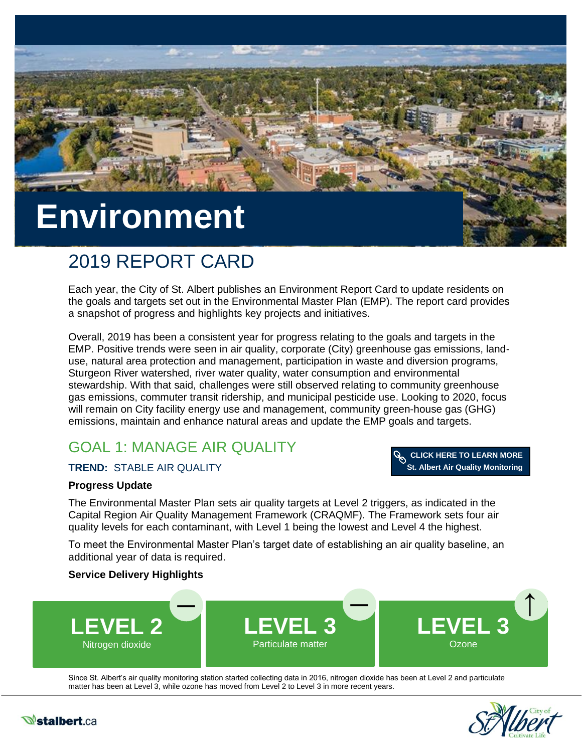# Environment

## 2019 REPORT CARD

Each year, the City of St. Albert publishes an Environment Report Card to update residents on the goals and targets set out in the Environmental Master Plan (EMP). The report card provides a snapshot of progress and highlights key projects and initiatives.

Overall, 2019 has been a consistent year for progress relating to the goals and targets in the EMP. Positive trends were seen in air quality, corporate (City) greenhouse gas emissions, land-use, natural area protection and management, participation in waste and diversion programs, Sturgeon River watershed, river water quality, water consumption and environmental stewardship. With that said, challenges were still observed relating to community greenhouse gas emissions, commuter transit ridership, and municipal pesticide use. Looking to 2020, focus will remain on City facility energy use and management, community green-house gas (GHG) emissions, maintain and enhance natural areas and update the EMP goals and targets.

## GOAL 1: MANAGE AIR QUALITY

**TREND:** STABLE AIR QUALITY

**CLICK HERE TO LEARN MORE**
**St. Albert Air Quality Monitoring**

**Progress Update**

The Environmental Master Plan sets air quality targets at Level 2 triggers, as indicated in the Capital Region Air Quality Management Framework (CRAQMF). The Framework sets four air quality levels for each contaminant, with Level 1 being the lowest and Level 4 the highest.

To meet the Environmental Master Plan's target date of establishing an air quality baseline, an additional year of data is required.

**Service Delivery Highlights**

| LEVEL 2 (—) | LEVEL 3 (—) | LEVEL 3 (↑) |
|---|---|---|
| Nitrogen dioxide | Particulate matter | Ozone |

Since St. Albert's air quality monitoring station started collecting data in 2016, nitrogen dioxide has been at Level 2 and particulate matter has been at Level 3, while ozone has moved from Level 2 to Level 3 in more recent years.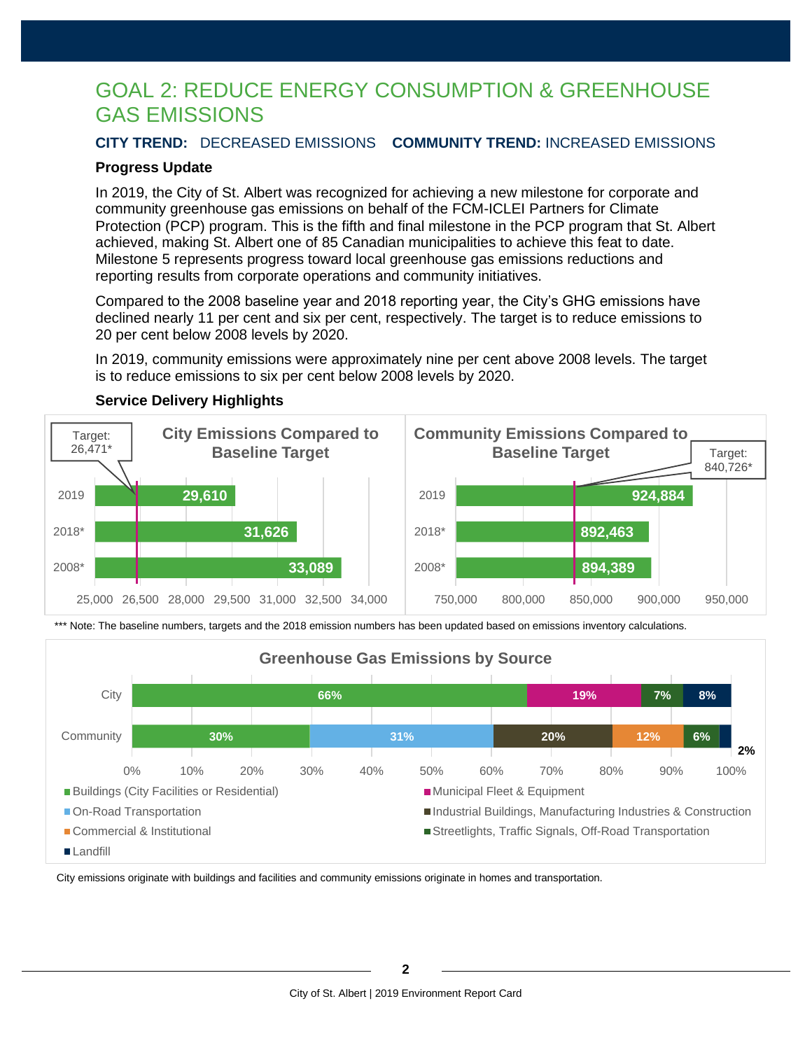# GOAL 2: REDUCE ENERGY CONSUMPTION & GREENHOUSE GAS EMISSIONS

**CITY TREND:** DECREASED EMISSIONS **COMMUNITY TREND:** INCREASED EMISSIONS

### Progress Update

In 2019, the City of St. Albert was recognized for achieving a new milestone for corporate and community greenhouse gas emissions on behalf of the FCM-ICLEI Partners for Climate Protection (PCP) program. This is the fifth and final milestone in the PCP program that St. Albert achieved, making St. Albert one of 85 Canadian municipalities to achieve this feat to date. Milestone 5 represents progress toward local greenhouse gas emissions reductions and reporting results from corporate operations and community initiatives.

Compared to the 2008 baseline year and 2018 reporting year, the City's GHG emissions have declined nearly 11 per cent and six per cent, respectively. The target is to reduce emissions to 20 per cent below 2008 levels by 2020.

In 2019, community emissions were approximately nine per cent above 2008 levels. The target is to reduce emissions to six per cent below 2008 levels by 2020.

### Service Delivery Highlights

**City Emissions Compared to Baseline Target** (Target: 26,471*)

| Year | Emissions |
| --- | --- |
| 2019 | 29,610 |
| 2018* | 31,626 |
| 2008* | 33,089 |

**Community Emissions Compared to Baseline Target** (Target: 840,726*)

| Year | Emissions |
| --- | --- |
| 2019 | 924,884 |
| 2018* | 892,463 |
| 2008* | 894,389 |

*** Note: The baseline numbers, targets and the 2018 emission numbers has been updated based on emissions inventory calculations.

**Greenhouse Gas Emissions by Source**

| Source | City | Community |
| --- | --- | --- |
| Buildings (City Facilities or Residential) | 66% | 30% |
| Municipal Fleet & Equipment | 19% | |
| On-Road Transportation | | 31% |
| Industrial Buildings, Manufacturing Industries & Construction | | 20% |
| Commercial & Institutional | | 12% |
| Streetlights, Traffic Signals, Off-Road Transportation | 7% | 6% |
| Landfill | 8% | 2% |

City emissions originate with buildings and facilities and community emissions originate in homes and transportation.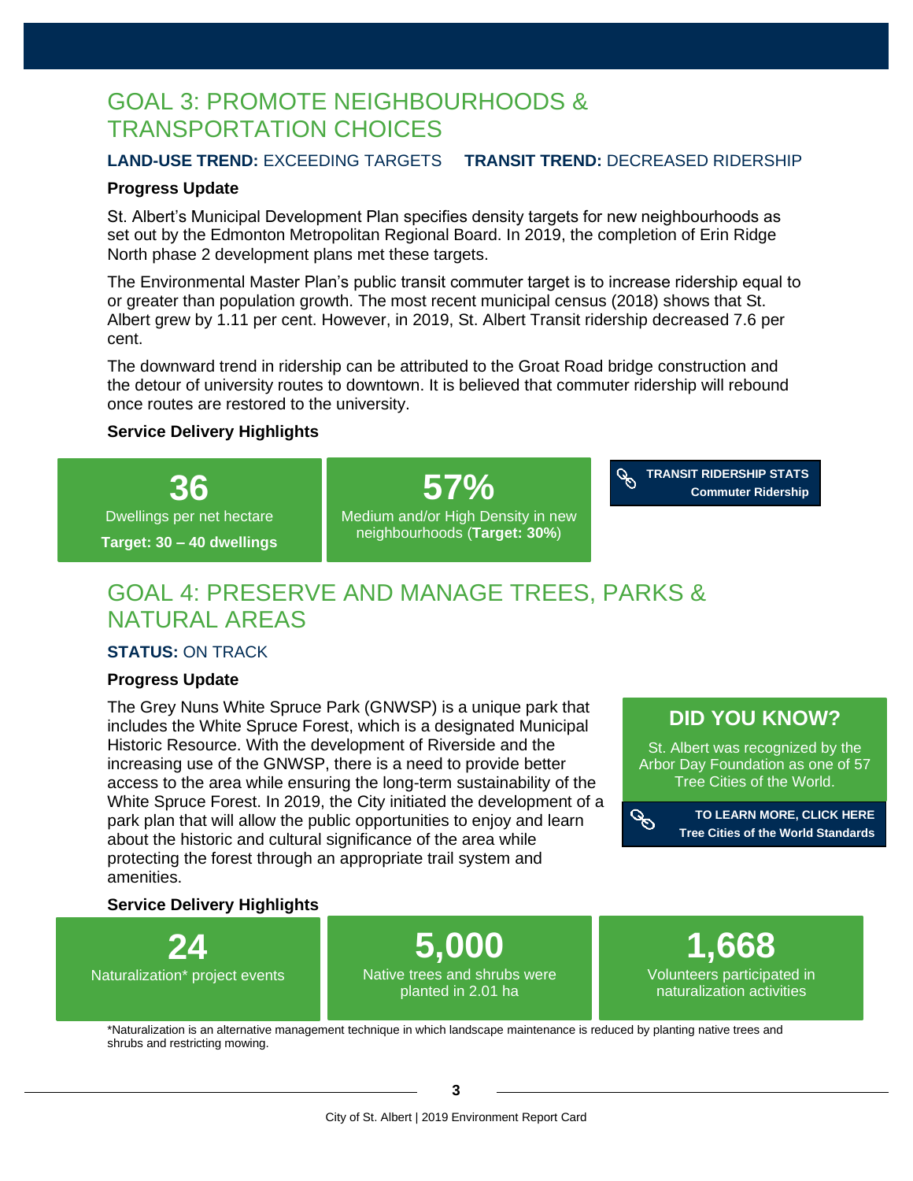## GOAL 3: PROMOTE NEIGHBOURHOODS & TRANSPORTATION CHOICES

**LAND-USE TREND:** EXCEEDING TARGETS **TRANSIT TREND:** DECREASED RIDERSHIP

**Progress Update**

St. Albert's Municipal Development Plan specifies density targets for new neighbourhoods as set out by the Edmonton Metropolitan Regional Board. In 2019, the completion of Erin Ridge North phase 2 development plans met these targets.

The Environmental Master Plan's public transit commuter target is to increase ridership equal to or greater than population growth. The most recent municipal census (2018) shows that St. Albert grew by 1.11 per cent. However, in 2019, St. Albert Transit ridership decreased 7.6 per cent.

The downward trend in ridership can be attributed to the Groat Road bridge construction and the detour of university routes to downtown. It is believed that commuter ridership will rebound once routes are restored to the university.

**Service Delivery Highlights**

**36**
Dwellings per net hectare
**Target: 30 – 40 dwellings**

**57%**
Medium and/or High Density in new neighbourhoods (**Target: 30%**)

**TRANSIT RIDERSHIP STATS**
**Commuter Ridership**

## GOAL 4: PRESERVE AND MANAGE TREES, PARKS & NATURAL AREAS

**STATUS:** ON TRACK

**Progress Update**

The Grey Nuns White Spruce Park (GNWSP) is a unique park that includes the White Spruce Forest, which is a designated Municipal Historic Resource. With the development of Riverside and the increasing use of the GNWSP, there is a need to provide better access to the area while ensuring the long-term sustainability of the White Spruce Forest. In 2019, the City initiated the development of a park plan that will allow the public opportunities to enjoy and learn about the historic and cultural significance of the area while protecting the forest through an appropriate trail system and amenities.

### DID YOU KNOW?

St. Albert was recognized by the Arbor Day Foundation as one of 57 Tree Cities of the World.

**TO LEARN MORE, CLICK HERE**
**Tree Cities of the World Standards**

**Service Delivery Highlights**

**24**
Naturalization* project events

**5,000**
Native trees and shrubs were planted in 2.01 ha

**1,668**
Volunteers participated in naturalization activities

*Naturalization is an alternative management technique in which landscape maintenance is reduced by planting native trees and shrubs and restricting mowing.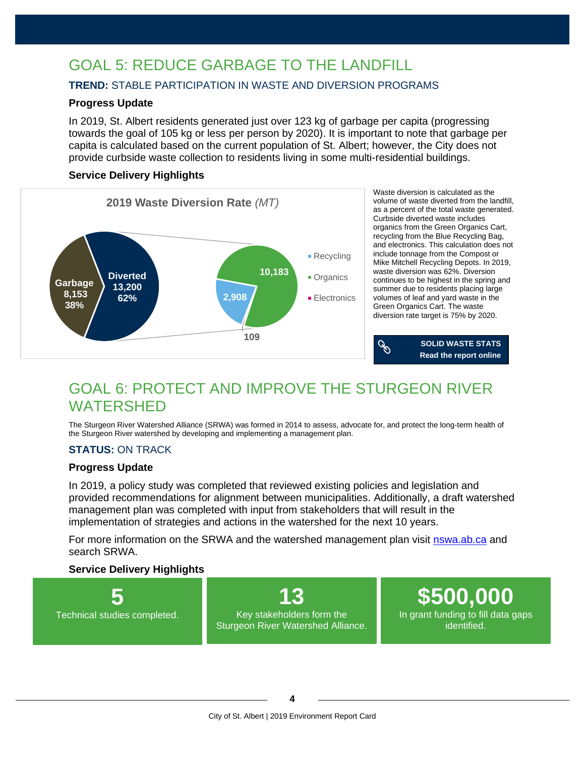# GOAL 5: REDUCE GARBAGE TO THE LANDFILL

### **TREND:** STABLE PARTICIPATION IN WASTE AND DIVERSION PROGRAMS

**Progress Update**

In 2019, St. Albert residents generated just over 123 kg of garbage per capita (progressing towards the goal of 105 kg or less per person by 2020). It is important to note that garbage per capita is calculated based on the current population of St. Albert; however, the City does not provide curbside waste collection to residents living in some multi-residential buildings.

**Service Delivery Highlights**

**2019 Waste Diversion Rate** *(MT)*

| Category | Tonnes | Percent |
|---|---|---|
| Garbage | 8,153 | 38% |
| Diverted | 13,200 | 62% |
| – Recycling | 2,908 | |
| – Organics | 10,183 | |
| – Electronics | 109 | |

Waste diversion is calculated as the volume of waste diverted from the landfill, as a percent of the total waste generated. Curbside diverted waste includes organics from the Green Organics Cart, recycling from the Blue Recycling Bag, and electronics. This calculation does not include tonnage from the Compost or Mike Mitchell Recycling Depots. In 2019, waste diversion was 62%. Diversion continues to be highest in the spring and summer due to residents placing large volumes of leaf and yard waste in the Green Organics Cart. The waste diversion rate target is 75% by 2020.

**SOLID WASTE STATS**
**Read the report online**

# GOAL 6: PROTECT AND IMPROVE THE STURGEON RIVER WATERSHED

The Sturgeon River Watershed Alliance (SRWA) was formed in 2014 to assess, advocate for, and protect the long-term health of the Sturgeon River watershed by developing and implementing a management plan.

### **STATUS:** ON TRACK

**Progress Update**

In 2019, a policy study was completed that reviewed existing policies and legislation and provided recommendations for alignment between municipalities. Additionally, a draft watershed management plan was completed with input from stakeholders that will result in the implementation of strategies and actions in the watershed for the next 10 years.

For more information on the SRWA and the watershed management plan visit nswa.ab.ca and search SRWA.

**Service Delivery Highlights**

**5**
Technical studies completed.

**13**
Key stakeholders form the Sturgeon River Watershed Alliance.

**$500,000**
In grant funding to fill data gaps identified.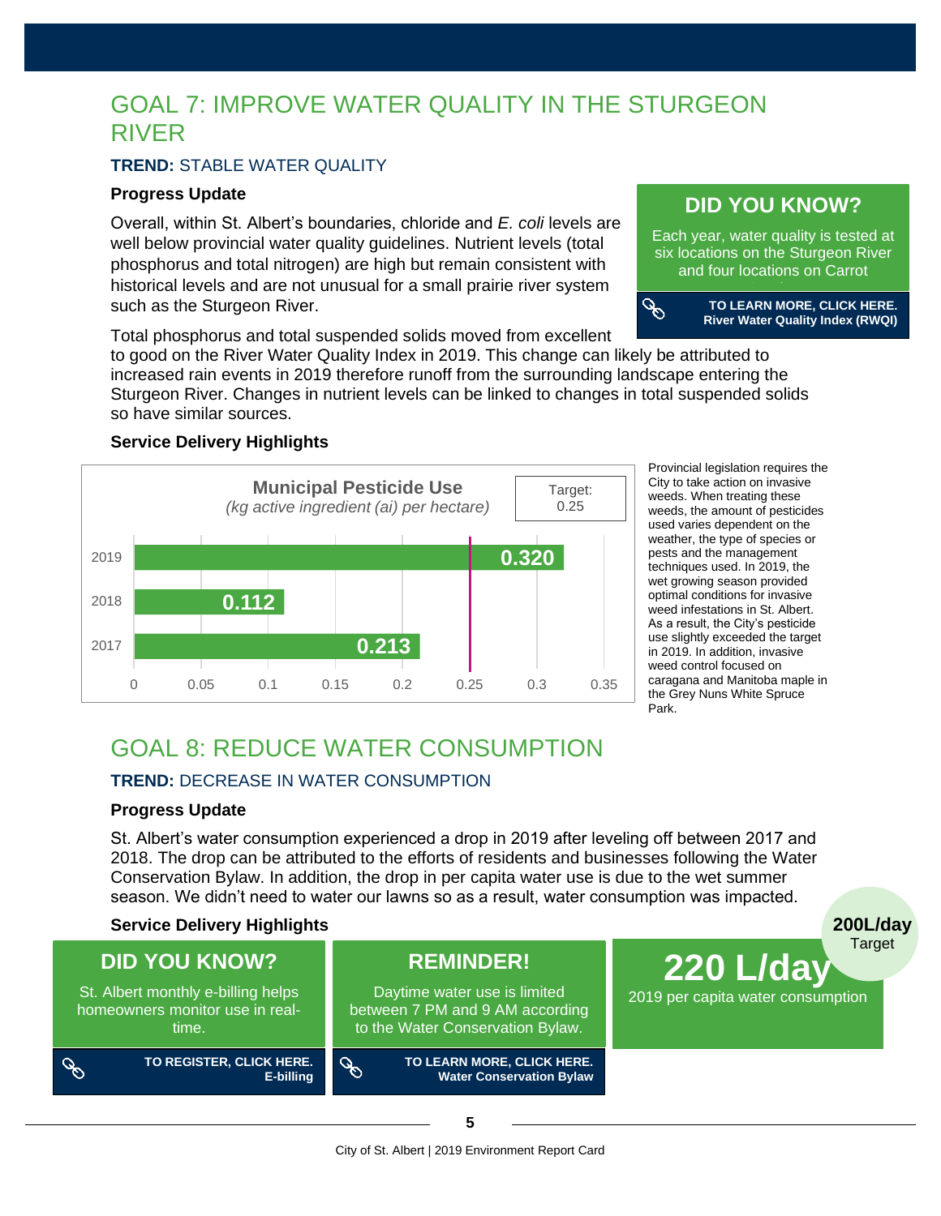# GOAL 7: IMPROVE WATER QUALITY IN THE STURGEON RIVER

**TREND:** STABLE WATER QUALITY

### Progress Update

Overall, within St. Albert's boundaries, chloride and *E. coli* levels are well below provincial water quality guidelines. Nutrient levels (total phosphorus and total nitrogen) are high but remain consistent with historical levels and are not unusual for a small prairie river system such as the Sturgeon River.

Total phosphorus and total suspended solids moved from excellent to good on the River Water Quality Index in 2019. This change can likely be attributed to increased rain events in 2019 therefore runoff from the surrounding landscape entering the Sturgeon River. Changes in nutrient levels can be linked to changes in total suspended solids so have similar sources.

**DID YOU KNOW?**

Each year, water quality is tested at six locations on the Sturgeon River and four locations on Carrot

**TO LEARN MORE, CLICK HERE. River Water Quality Index (RWQI)**

### Service Delivery Highlights

**Municipal Pesticide Use**
*(kg active ingredient (ai) per hectare)*

Target: 0.25

| Year | kg ai per hectare |
|---|---|
| 2019 | 0.320 |
| 2018 | 0.112 |
| 2017 | 0.213 |

Provincial legislation requires the City to take action on invasive weeds. When treating these weeds, the amount of pesticides used varies dependent on the weather, the type of species or pests and the management techniques used. In 2019, the wet growing season provided optimal conditions for invasive weed infestations in St. Albert. As a result, the City's pesticide use slightly exceeded the target in 2019. In addition, invasive weed control focused on caragana and Manitoba maple in the Grey Nuns White Spruce Park.

# GOAL 8: REDUCE WATER CONSUMPTION

**TREND:** DECREASE IN WATER CONSUMPTION

### Progress Update

St. Albert's water consumption experienced a drop in 2019 after leveling off between 2017 and 2018. The drop can be attributed to the efforts of residents and businesses following the Water Conservation Bylaw. In addition, the drop in per capita water use is due to the wet summer season. We didn't need to water our lawns so as a result, water consumption was impacted.

### Service Delivery Highlights

**DID YOU KNOW?**

St. Albert monthly e-billing helps homeowners monitor use in real-time.

**TO REGISTER, CLICK HERE. E-billing**

**REMINDER!**

Daytime water use is limited between 7 PM and 9 AM according to the Water Conservation Bylaw.

**TO LEARN MORE, CLICK HERE. Water Conservation Bylaw**

**220 L/day**
2019 per capita water consumption

**200L/day** Target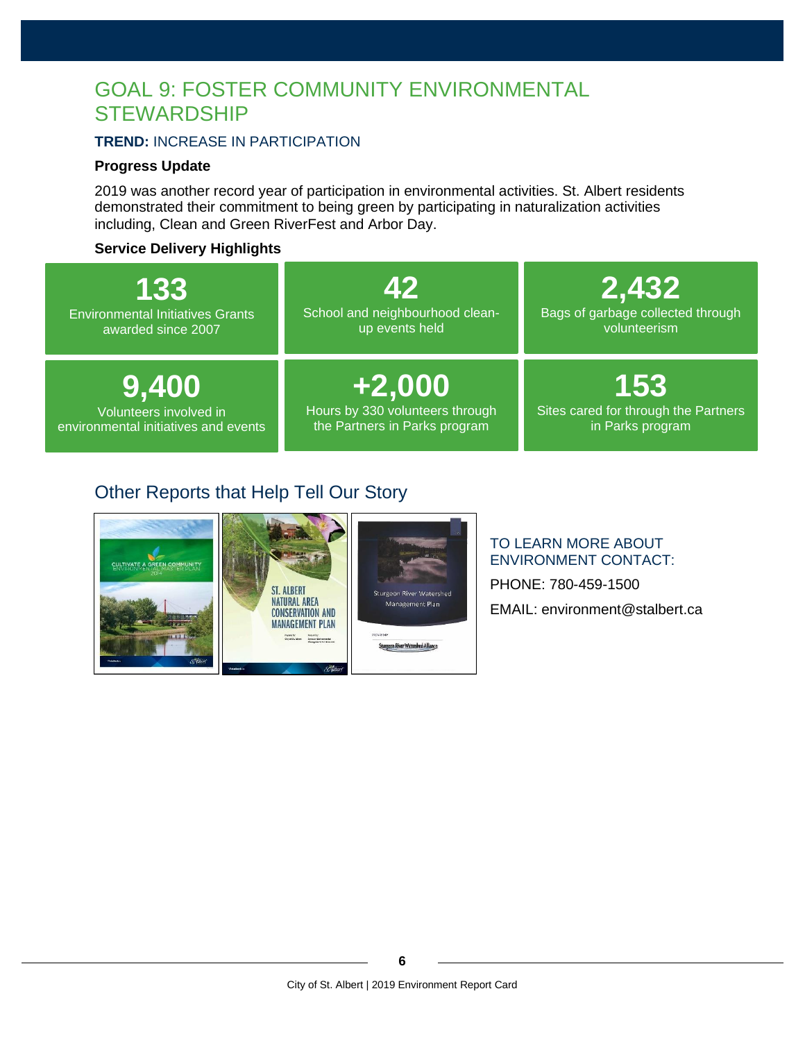# GOAL 9: FOSTER COMMUNITY ENVIRONMENTAL STEWARDSHIP

**TREND:** INCREASE IN PARTICIPATION

**Progress Update**

2019 was another record year of participation in environmental activities. St. Albert residents demonstrated their commitment to being green by participating in naturalization activities including, Clean and Green RiverFest and Arbor Day.

**Service Delivery Highlights**

**133**
Environmental Initiatives Grants awarded since 2007

**42**
School and neighbourhood clean-up events held

**2,432**
Bags of garbage collected through volunteerism

**9,400**
Volunteers involved in environmental initiatives and events

**+2,000**
Hours by 330 volunteers through the Partners in Parks program

**153**
Sites cared for through the Partners in Parks program

## Other Reports that Help Tell Our Story

CULTIVATE A GREEN COMMUNITY ENVIRONMENTAL MASTER PLAN 2014

ST. ALBERT NATURAL AREA CONSERVATION AND MANAGEMENT PLAN

Sturgeon River Watershed Management Plan

TO LEARN MORE ABOUT ENVIRONMENT CONTACT:

PHONE: 780-459-1500

EMAIL: environment@stalbert.ca